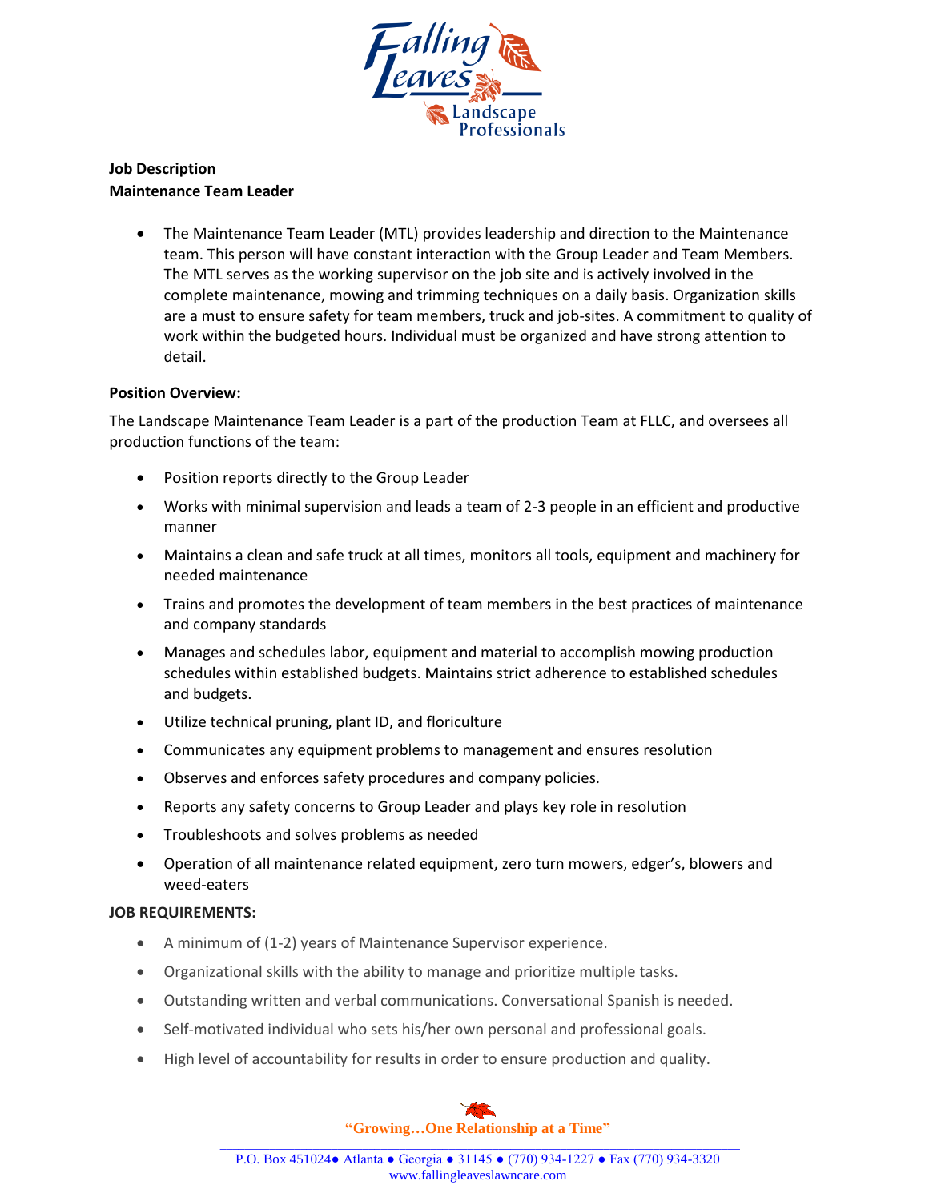Falling Leaves Landscape Professionals

**Job Description**
**Maintenance Team Leader**

- The Maintenance Team Leader (MTL) provides leadership and direction to the Maintenance team. This person will have constant interaction with the Group Leader and Team Members. The MTL serves as the working supervisor on the job site and is actively involved in the complete maintenance, mowing and trimming techniques on a daily basis. Organization skills are a must to ensure safety for team members, truck and job-sites. A commitment to quality of work within the budgeted hours. Individual must be organized and have strong attention to detail.

**Position Overview:**

The Landscape Maintenance Team Leader is a part of the production Team at FLLC, and oversees all production functions of the team:

- Position reports directly to the Group Leader
- Works with minimal supervision and leads a team of 2-3 people in an efficient and productive manner
- Maintains a clean and safe truck at all times, monitors all tools, equipment and machinery for needed maintenance
- Trains and promotes the development of team members in the best practices of maintenance and company standards
- Manages and schedules labor, equipment and material to accomplish mowing production schedules within established budgets. Maintains strict adherence to established schedules and budgets.
- Utilize technical pruning, plant ID, and floriculture
- Communicates any equipment problems to management and ensures resolution
- Observes and enforces safety procedures and company policies.
- Reports any safety concerns to Group Leader and plays key role in resolution
- Troubleshoots and solves problems as needed
- Operation of all maintenance related equipment, zero turn mowers, edger's, blowers and weed-eaters

**JOB REQUIREMENTS:**

- A minimum of (1-2) years of Maintenance Supervisor experience.
- Organizational skills with the ability to manage and prioritize multiple tasks.
- Outstanding written and verbal communications. Conversational Spanish is needed.
- Self-motivated individual who sets his/her own personal and professional goals.
- High level of accountability for results in order to ensure production and quality.

"Growing…One Relationship at a Time"

P.O. Box 451024● Atlanta ● Georgia ● 31145 ● (770) 934-1227 ● Fax (770) 934-3320
www.fallingleaveslawncare.com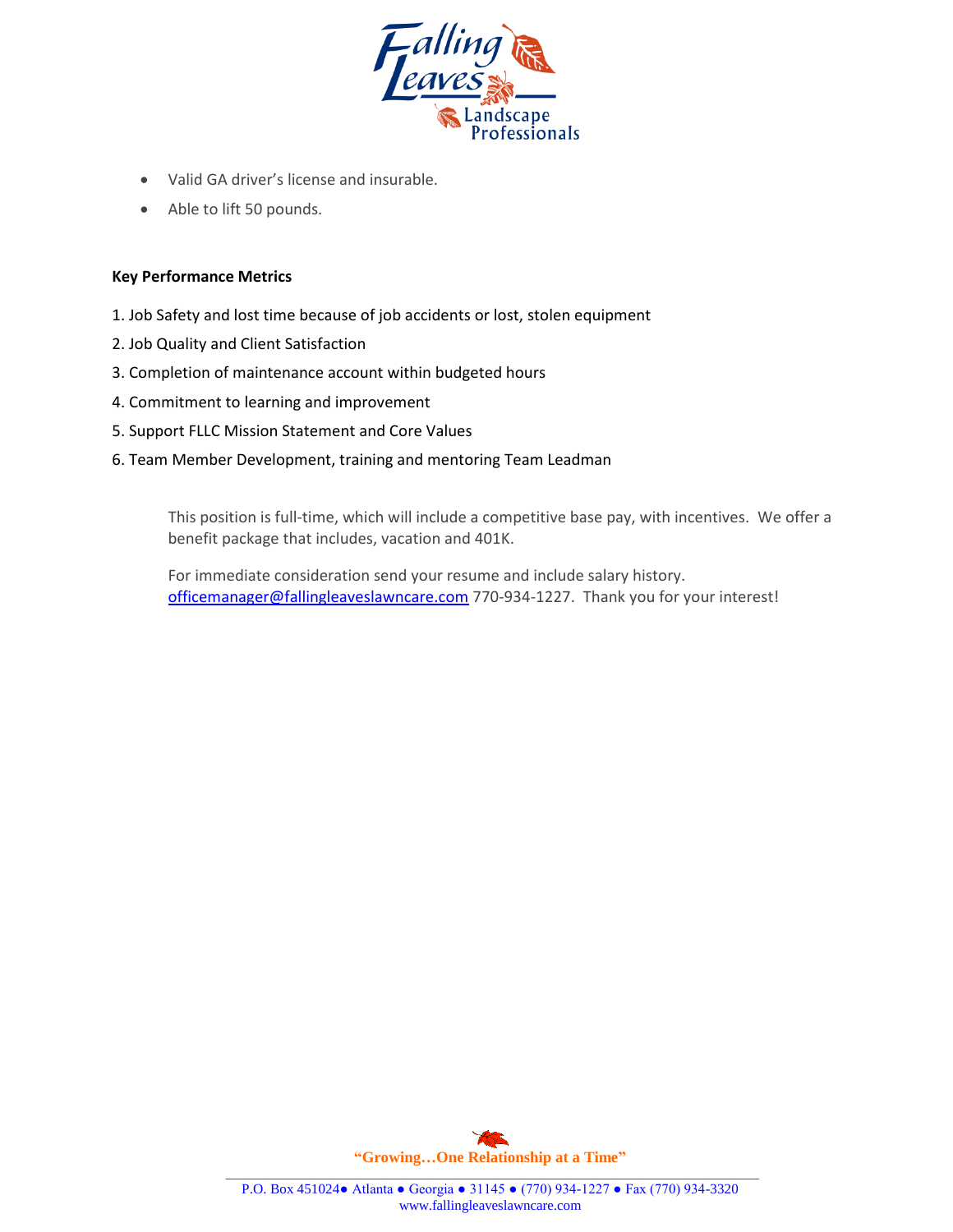- Valid GA driver's license and insurable.
- Able to lift 50 pounds.

**Key Performance Metrics**

1. Job Safety and lost time because of job accidents or lost, stolen equipment
2. Job Quality and Client Satisfaction
3. Completion of maintenance account within budgeted hours
4. Commitment to learning and improvement
5. Support FLLC Mission Statement and Core Values
6. Team Member Development, training and mentoring Team Leadman

This position is full-time, which will include a competitive base pay, with incentives. We offer a benefit package that includes, vacation and 401K.

For immediate consideration send your resume and include salary history. officemanager@fallingleaveslawncare.com 770-934-1227. Thank you for your interest!